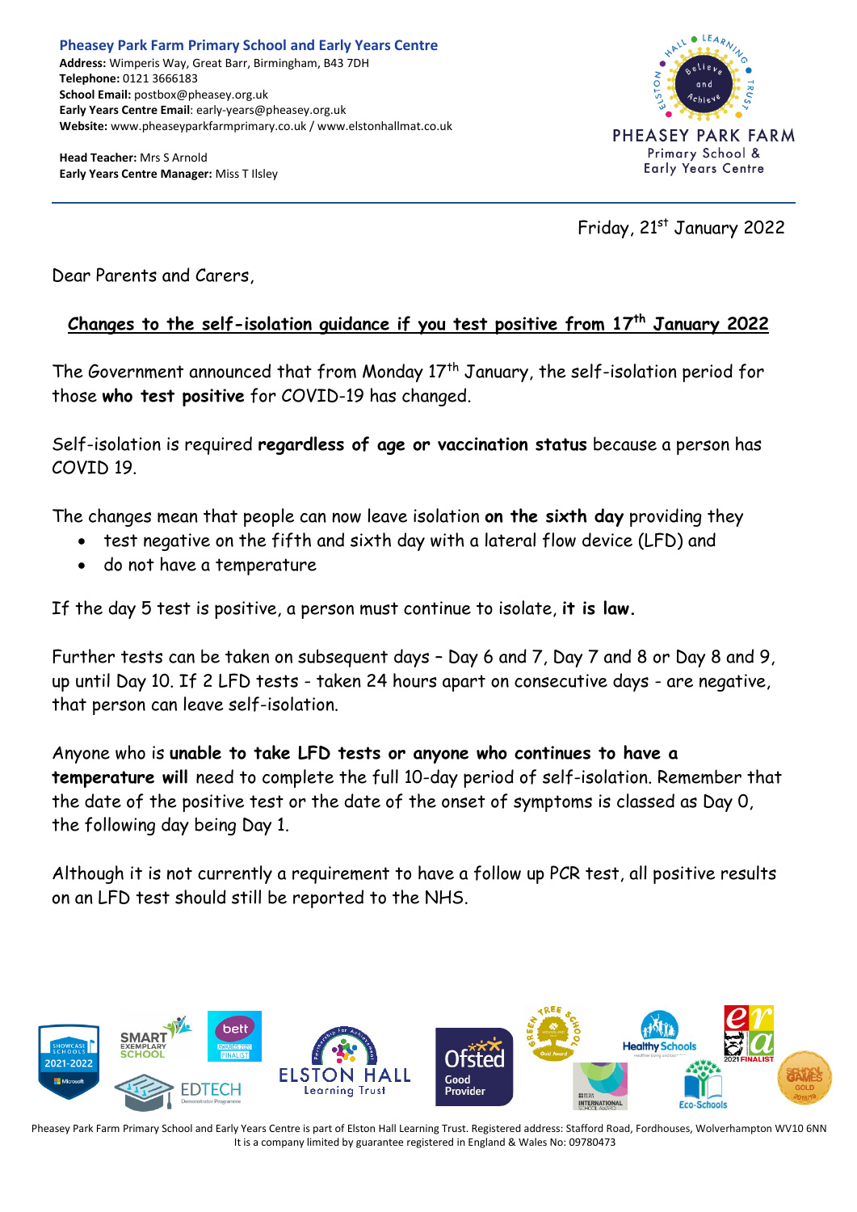**Pheasey Park Farm Primary School and Early Years Centre**
**Address:** Wimperis Way, Great Barr, Birmingham, B43 7DH
**Telephone:** 0121 3666183
**School Email:** postbox@pheasey.org.uk
**Early Years Centre Email**: early-years@pheasey.org.uk
**Website:** www.pheaseyparkfarmprimary.co.uk / www.elstonhallmat.co.uk

**Head Teacher:** Mrs S Arnold
**Early Years Centre Manager:** Miss T Ilsley

PHEASEY PARK FARM
Primary School & Early Years Centre

Friday, 21st January 2022

Dear Parents and Carers,

**Changes to the self-isolation guidance if you test positive from 17th January 2022**

The Government announced that from Monday 17th January, the self-isolation period for those **who test positive** for COVID-19 has changed.

Self-isolation is required **regardless of age or vaccination status** because a person has COVID 19.

The changes mean that people can now leave isolation **on the sixth day** providing they

- test negative on the fifth and sixth day with a lateral flow device (LFD) and
- do not have a temperature

If the day 5 test is positive, a person must continue to isolate, **it is law.**

Further tests can be taken on subsequent days – Day 6 and 7, Day 7 and 8 or Day 8 and 9, up until Day 10. If 2 LFD tests - taken 24 hours apart on consecutive days - are negative, that person can leave self-isolation.

Anyone who is **unable to take LFD tests or anyone who continues to have a temperature will** need to complete the full 10-day period of self-isolation. Remember that the date of the positive test or the date of the onset of symptoms is classed as Day 0, the following day being Day 1.

Although it is not currently a requirement to have a follow up PCR test, all positive results on an LFD test should still be reported to the NHS.

Pheasey Park Farm Primary School and Early Years Centre is part of Elston Hall Learning Trust. Registered address: Stafford Road, Fordhouses, Wolverhampton WV10 6NN
It is a company limited by guarantee registered in England & Wales No: 09780473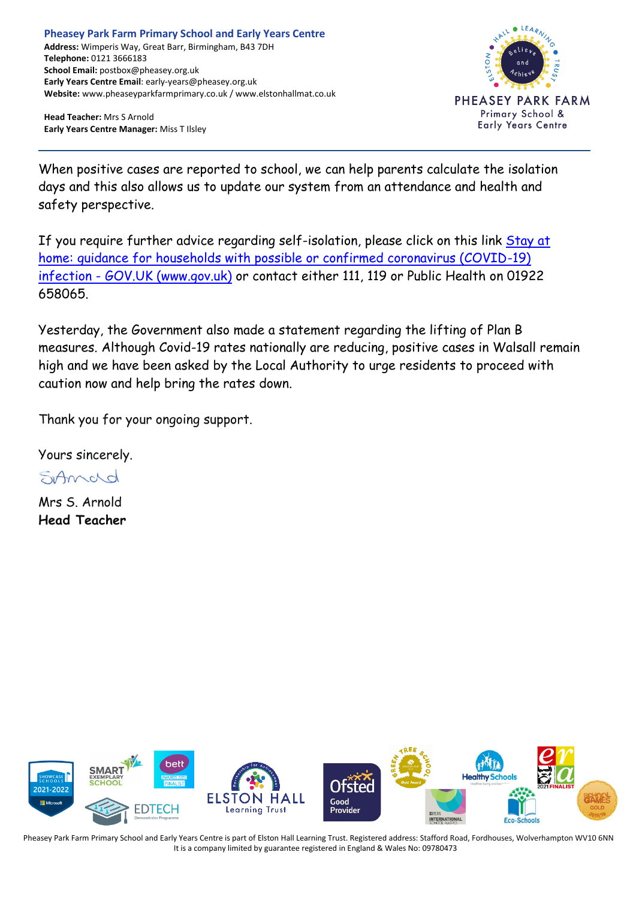**Pheasey Park Farm Primary School and Early Years Centre**
**Address:** Wimperis Way, Great Barr, Birmingham, B43 7DH
**Telephone:** 0121 3666183
**School Email:** postbox@pheasey.org.uk
**Early Years Centre Email**: early-years@pheasey.org.uk
**Website:** www.pheaseyparkfarmprimary.co.uk / www.elstonhallmat.co.uk

**Head Teacher:** Mrs S Arnold
**Early Years Centre Manager:** Miss T Ilsley

PHEASEY PARK FARM
Primary School &
Early Years Centre

When positive cases are reported to school, we can help parents calculate the isolation days and this also allows us to update our system from an attendance and health and safety perspective.

If you require further advice regarding self-isolation, please click on this link [Stay at home: guidance for households with possible or confirmed coronavirus (COVID-19) infection - GOV.UK (www.gov.uk)] or contact either 111, 119 or Public Health on 01922 658065.

Yesterday, the Government also made a statement regarding the lifting of Plan B measures. Although Covid-19 rates nationally are reducing, positive cases in Walsall remain high and we have been asked by the Local Authority to urge residents to proceed with caution now and help bring the rates down.

Thank you for your ongoing support.

Yours sincerely.

SArnold

Mrs S. Arnold
**Head Teacher**

Pheasey Park Farm Primary School and Early Years Centre is part of Elston Hall Learning Trust. Registered address: Stafford Road, Fordhouses, Wolverhampton WV10 6NN
It is a company limited by guarantee registered in England & Wales No: 09780473